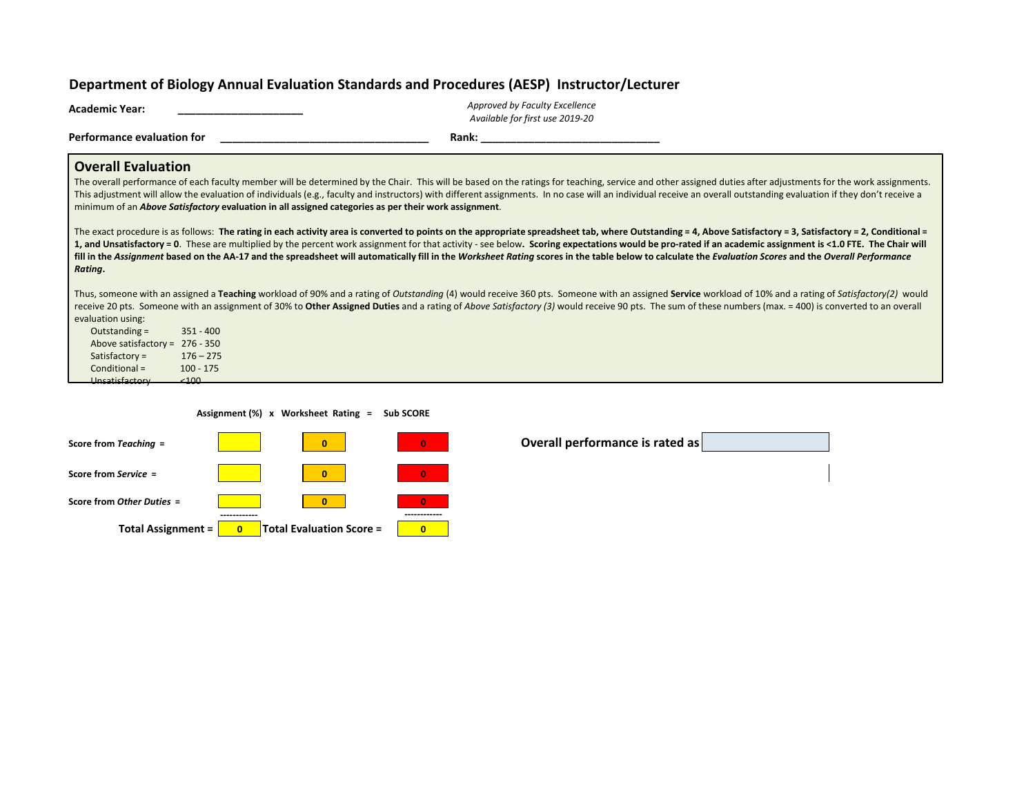# Department of Biology Annual Evaluation Standards and Procedures (AESP) Instructor/Lecturer

**Academic Year:** _____________________

*Approved by Faculty Excellence*
*Available for first use 2019-20*

**Performance evaluation for** ___________________________________ **Rank:** ______________________________

## Overall Evaluation

The overall performance of each faculty member will be determined by the Chair. This will be based on the ratings for teaching, service and other assigned duties after adjustments for the work assignments. This adjustment will allow the evaluation of individuals (e.g., faculty and instructors) with different assignments. In no case will an individual receive an overall outstanding evaluation if they don't receive a minimum of an ***Above Satisfactory*** **evaluation in all assigned categories as per their work assignment**.

The exact procedure is as follows: **The rating in each activity area is converted to points on the appropriate spreadsheet tab, where Outstanding = 4, Above Satisfactory = 3, Satisfactory = 2, Conditional = 1, and Unsatisfactory = 0**. These are multiplied by the percent work assignment for that activity - see below**. Scoring expectations would be pro-rated if an academic assignment is <1.0 FTE. The Chair will fill in the *Assignment* based on the AA-17 and the spreadsheet will automatically fill in the *Worksheet Rating* scores in the table below to calculate the *Evaluation Scores* and the *Overall Performance Rating*.**

Thus, someone with an assigned a **Teaching** workload of 90% and a rating of *Outstanding* (4) would receive 360 pts. Someone with an assigned **Service** workload of 10% and a rating of *Satisfactory(2)* would receive 20 pts. Someone with an assignment of 30% to **Other Assigned Duties** and a rating of *Above Satisfactory (3)* would receive 90 pts. The sum of these numbers (max. = 400) is converted to an overall evaluation using:

- Outstanding = 351 - 400
- Above satisfactory = 276 - 350
- Satisfactory = 176 – 275
- Conditional = 100 - 175
- Unsatisfactory <100

| | Assignment (%) | x Worksheet Rating | = Sub SCORE |
|---|---|---|---|
| Score from *Teaching* = | | 0 | 0 |
| Score from *Service* = | | 0 | 0 |
| Score from *Other Duties* = | | 0 | 0 |
| **Total Assignment =** | 0 | **Total Evaluation Score =** | 0 |

**Overall performance is rated as**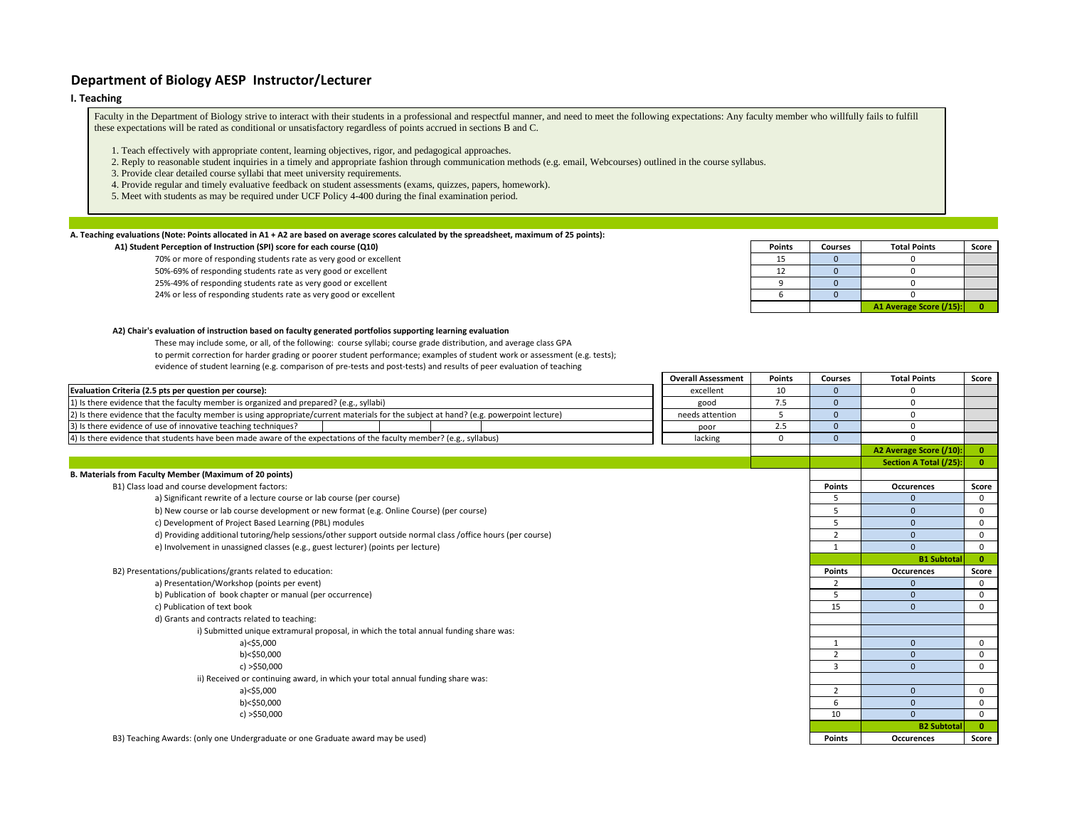# Department of Biology AESP Instructor/Lecturer

## I. Teaching

Faculty in the Department of Biology strive to interact with their students in a professional and respectful manner, and need to meet the following expectations: Any faculty member who willfully fails to fulfill these expectations will be rated as conditional or unsatisfactory regardless of points accrued in sections B and C.

1. Teach effectively with appropriate content, learning objectives, rigor, and pedagogical approaches.
2. Reply to reasonable student inquiries in a timely and appropriate fashion through communication methods (e.g. email, Webcourses) outlined in the course syllabus.
3. Provide clear detailed course syllabi that meet university requirements.
4. Provide regular and timely evaluative feedback on student assessments (exams, quizzes, papers, homework).
5. Meet with students as may be required under UCF Policy 4-400 during the final examination period.

**A. Teaching evaluations (Note: Points allocated in A1 + A2 are based on average scores calculated by the spreadsheet, maximum of 25 points):**

**A1) Student Perception of Instruction (SPI) score for each course (Q10)**

| | Points | Courses | Total Points | Score |
|---|---|---|---|---|
| 70% or more of responding students rate as very good or excellent | 15 | 0 | 0 | |
| 50%-69% of responding students rate as very good or excellent | 12 | 0 | 0 | |
| 25%-49% of responding students rate as very good or excellent | 9 | 0 | 0 | |
| 24% or less of responding students rate as very good or excellent | 6 | 0 | 0 | |
| | | | **A1 Average Score (/15):** | **0** |

**A2) Chair's evaluation of instruction based on faculty generated portfolios supporting learning evaluation**

These may include some, or all, of the following: course syllabi; course grade distribution, and average class GPA to permit correction for harder grading or poorer student performance; examples of student work or assessment (e.g. tests); evidence of student learning (e.g. comparison of pre-tests and post-tests) and results of peer evaluation of teaching

| Evaluation Criteria (2.5 pts per question per course): | Overall Assessment | Points | Courses | Total Points | Score |
|---|---|---|---|---|---|
| 1) Is there evidence that the faculty member is organized and prepared? (e.g., syllabi) | excellent | 10 | 0 | 0 | |
| 2) Is there evidence that the faculty member is using appropriate/current materials for the subject at hand? (e.g. powerpoint lecture) | good | 7.5 | 0 | 0 | |
| 3) Is there evidence of use of innovative teaching techniques? | needs attention | 5 | 0 | 0 | |
| 4) Is there evidence that students have been made aware of the expectations of the faculty member? (e.g., syllabus) | poor | 2.5 | 0 | 0 | |
| | lacking | 0 | 0 | 0 | |
| | | | | **A2 Average Score (/10):** | **0** |
| | | | | **Section A Total (/25):** | **0** |

**B. Materials from Faculty Member (Maximum of 20 points)**

| B1) Class load and course development factors: | Points | Occurences | Score |
|---|---|---|---|
| a) Significant rewrite of a lecture course or lab course (per course) | 5 | 0 | 0 |
| b) New course or lab course development or new format (e.g. Online Course) (per course) | 5 | 0 | 0 |
| c) Development of Project Based Learning (PBL) modules | 5 | 0 | 0 |
| d) Providing additional tutoring/help sessions/other support outside normal class /office hours (per course) | 2 | 0 | 0 |
| e) Involvement in unassigned classes (e.g., guest lecturer) (points per lecture) | 1 | 0 | 0 |
| | | **B1 Subtotal** | **0** |

| B2) Presentations/publications/grants related to education: | Points | Occurences | Score |
|---|---|---|---|
| a) Presentation/Workshop (points per event) | 2 | 0 | 0 |
| b) Publication of book chapter or manual (per occurrence) | 5 | 0 | 0 |
| c) Publication of text book | 15 | 0 | 0 |
| d) Grants and contracts related to teaching: | | | |
| i) Submitted unique extramural proposal, in which the total annual funding share was: | | | |
| a)<$5,000 | 1 | 0 | 0 |
| b)<$50,000 | 2 | 0 | 0 |
| c) >$50,000 | 3 | 0 | 0 |
| ii) Received or continuing award, in which your total annual funding share was: | | | |
| a)<$5,000 | 2 | 0 | 0 |
| b)<$50,000 | 6 | 0 | 0 |
| c) >$50,000 | 10 | 0 | 0 |
| | | **B2 Subtotal** | **0** |

| B3) Teaching Awards: (only one Undergraduate or one Graduate award may be used) | Points | Occurences | Score |
|---|---|---|---|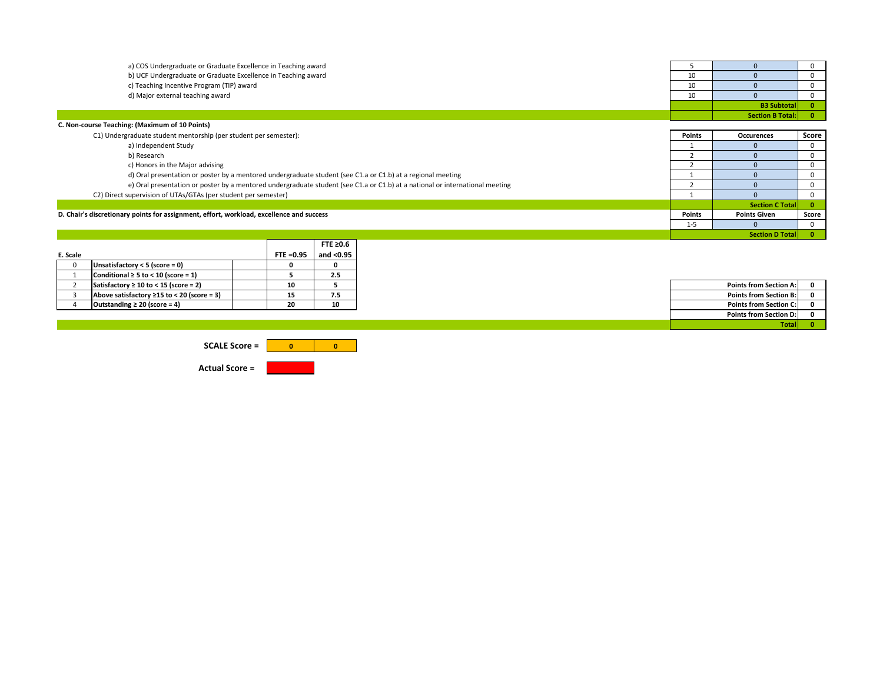| | Points | Occurences | Score |
|---|---|---|---|
| a) COS Undergraduate or Graduate Excellence in Teaching award | 5 | 0 | 0 |
| b) UCF Undergraduate or Graduate Excellence in Teaching award | 10 | 0 | 0 |
| c) Teaching Incentive Program (TIP) award | 10 | 0 | 0 |
| d) Major external teaching award | 10 | 0 | 0 |
| | | **B3 Subtotal** | **0** |
| | | **Section B Total:** | **0** |

**C. Non-course Teaching: (Maximum of 10 Points)**

| | Points | Occurences | Score |
|---|---|---|---|
| C1) Undergraduate student mentorship (per student per semester): | | | |
| a) Independent Study | 1 | 0 | 0 |
| b) Research | 2 | 0 | 0 |
| c) Honors in the Major advising | 2 | 0 | 0 |
| d) Oral presentation or poster by a mentored undergraduate student (see C1.a or C1.b) at a regional meeting | 1 | 0 | 0 |
| e) Oral presentation or poster by a mentored undergraduate student (see C1.a or C1.b) at a national or international meeting | 2 | 0 | 0 |
| C2) Direct supervision of UTAs/GTAs (per student per semester) | 1 | 0 | 0 |
| | | **Section C Total** | **0** |

| **D. Chair's discretionary points for assignment, effort, workload, excellence and success** | Points | Points Given | Score |
|---|---|---|---|
| | 1-5 | 0 | 0 |
| | | **Section D Total** | **0** |

| E. Scale | | FTE =0.95 | FTE ≥0.6 and <0.95 |
|---|---|---|---|
| 0 | **Unsatisfactory < 5 (score = 0)** | **0** | **0** |
| 1 | **Conditional ≥ 5 to < 10 (score = 1)** | **5** | **2.5** |
| 2 | **Satisfactory ≥ 10 to < 15 (score = 2)** | **10** | **5** |
| 3 | **Above satisfactory ≥15 to < 20 (score = 3)** | **15** | **7.5** |
| 4 | **Outstanding ≥ 20 (score = 4)** | **20** | **10** |

| | |
|---|---|
| **Points from Section A:** | **0** |
| **Points from Section B:** | **0** |
| **Points from Section C:** | **0** |
| **Points from Section D:** | **0** |
| **Total** | **0** |

**SCALE Score =** | **0** | **0** |

**Actual Score =**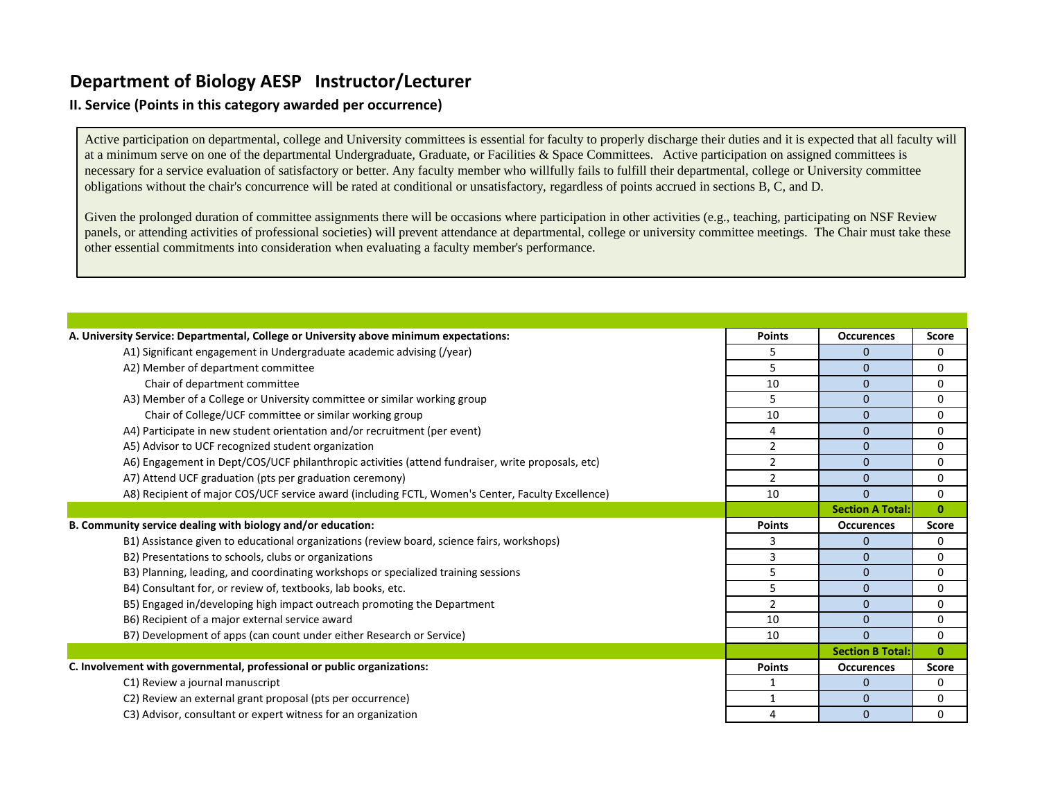# Department of Biology AESP Instructor/Lecturer

## II. Service (Points in this category awarded per occurrence)

Active participation on departmental, college and University committees is essential for faculty to properly discharge their duties and it is expected that all faculty will at a minimum serve on one of the departmental Undergraduate, Graduate, or Facilities & Space Committees. Active participation on assigned committees is necessary for a service evaluation of satisfactory or better. Any faculty member who willfully fails to fulfill their departmental, college or University committee obligations without the chair's concurrence will be rated at conditional or unsatisfactory, regardless of points accrued in sections B, C, and D.

Given the prolonged duration of committee assignments there will be occasions where participation in other activities (e.g., teaching, participating on NSF Review panels, or attending activities of professional societies) will prevent attendance at departmental, college or university committee meetings. The Chair must take these other essential commitments into consideration when evaluating a faculty member's performance.

| **A. University Service: Departmental, College or University above minimum expectations:** | **Points** | **Occurences** | **Score** |
|---|---|---|---|
| A1) Significant engagement in Undergraduate academic advising (/year) | 5 | 0 | 0 |
| A2) Member of department committee | 5 | 0 | 0 |
| Chair of department committee | 10 | 0 | 0 |
| A3) Member of a College or University committee or similar working group | 5 | 0 | 0 |
| Chair of College/UCF committee or similar working group | 10 | 0 | 0 |
| A4) Participate in new student orientation and/or recruitment (per event) | 4 | 0 | 0 |
| A5) Advisor to UCF recognized student organization | 2 | 0 | 0 |
| A6) Engagement in Dept/COS/UCF philanthropic activities (attend fundraiser, write proposals, etc) | 2 | 0 | 0 |
| A7) Attend UCF graduation (pts per graduation ceremony) | 2 | 0 | 0 |
| A8) Recipient of major COS/UCF service award (including FCTL, Women's Center, Faculty Excellence) | 10 | 0 | 0 |
| | | **Section A Total:** | **0** |
| **B. Community service dealing with biology and/or education:** | **Points** | **Occurences** | **Score** |
| B1) Assistance given to educational organizations (review board, science fairs, workshops) | 3 | 0 | 0 |
| B2) Presentations to schools, clubs or organizations | 3 | 0 | 0 |
| B3) Planning, leading, and coordinating workshops or specialized training sessions | 5 | 0 | 0 |
| B4) Consultant for, or review of, textbooks, lab books, etc. | 5 | 0 | 0 |
| B5) Engaged in/developing high impact outreach promoting the Department | 2 | 0 | 0 |
| B6) Recipient of a major external service award | 10 | 0 | 0 |
| B7) Development of apps (can count under either Research or Service) | 10 | 0 | 0 |
| | | **Section B Total:** | **0** |
| **C. Involvement with governmental, professional or public organizations:** | **Points** | **Occurences** | **Score** |
| C1) Review a journal manuscript | 1 | 0 | 0 |
| C2) Review an external grant proposal (pts per occurrence) | 1 | 0 | 0 |
| C3) Advisor, consultant or expert witness for an organization | 4 | 0 | 0 |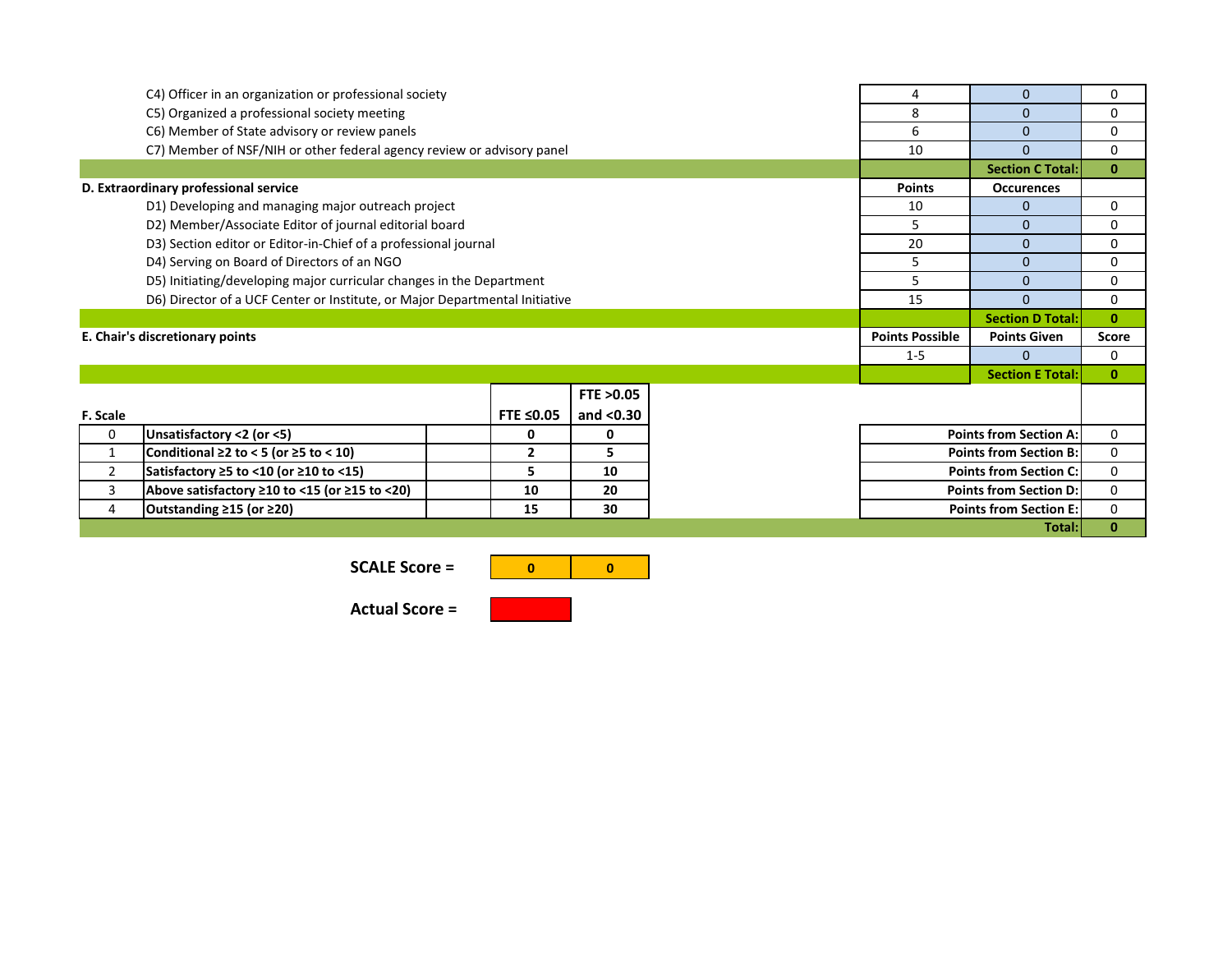| | Points | Occurences | |
|---|---|---|---|
| C4) Officer in an organization or professional society | 4 | 0 | 0 |
| C5) Organized a professional society meeting | 8 | 0 | 0 |
| C6) Member of State advisory or review panels | 6 | 0 | 0 |
| C7) Member of NSF/NIH or other federal agency review or advisory panel | 10 | 0 | 0 |
| | | **Section C Total:** | **0** |

| **D. Extraordinary professional service** | **Points** | **Occurences** | |
|---|---|---|---|
| D1) Developing and managing major outreach project | 10 | 0 | 0 |
| D2) Member/Associate Editor of journal editorial board | 5 | 0 | 0 |
| D3) Section editor or Editor-in-Chief of a professional journal | 20 | 0 | 0 |
| D4) Serving on Board of Directors of an NGO | 5 | 0 | 0 |
| D5) Initiating/developing major curricular changes in the Department | 5 | 0 | 0 |
| D6) Director of a UCF Center or Institute, or Major Departmental Initiative | 15 | 0 | 0 |
| | | **Section D Total:** | **0** |

| **E. Chair's discretionary points** | **Points Possible** | **Points Given** | **Score** |
|---|---|---|---|
| | 1-5 | 0 | 0 |
| | | **Section E Total:** | **0** |

| **F. Scale** | | **FTE ≤0.05** | **FTE >0.05 and <0.30** |
|---|---|---|---|
| 0 | **Unsatisfactory <2 (or <5)** | **0** | **0** |
| 1 | **Conditional ≥2 to < 5 (or ≥5 to < 10)** | **2** | **5** |
| 2 | **Satisfactory ≥5 to <10 (or ≥10 to <15)** | **5** | **10** |
| 3 | **Above satisfactory ≥10 to <15 (or ≥15 to <20)** | **10** | **20** |
| 4 | **Outstanding ≥15 (or ≥20)** | **15** | **30** |

| | |
|---|---|
| **Points from Section A:** | 0 |
| **Points from Section B:** | 0 |
| **Points from Section C:** | 0 |
| **Points from Section D:** | 0 |
| **Points from Section E:** | 0 |
| **Total:** | **0** |

**SCALE Score =** | **0** | **0** |

**Actual Score =**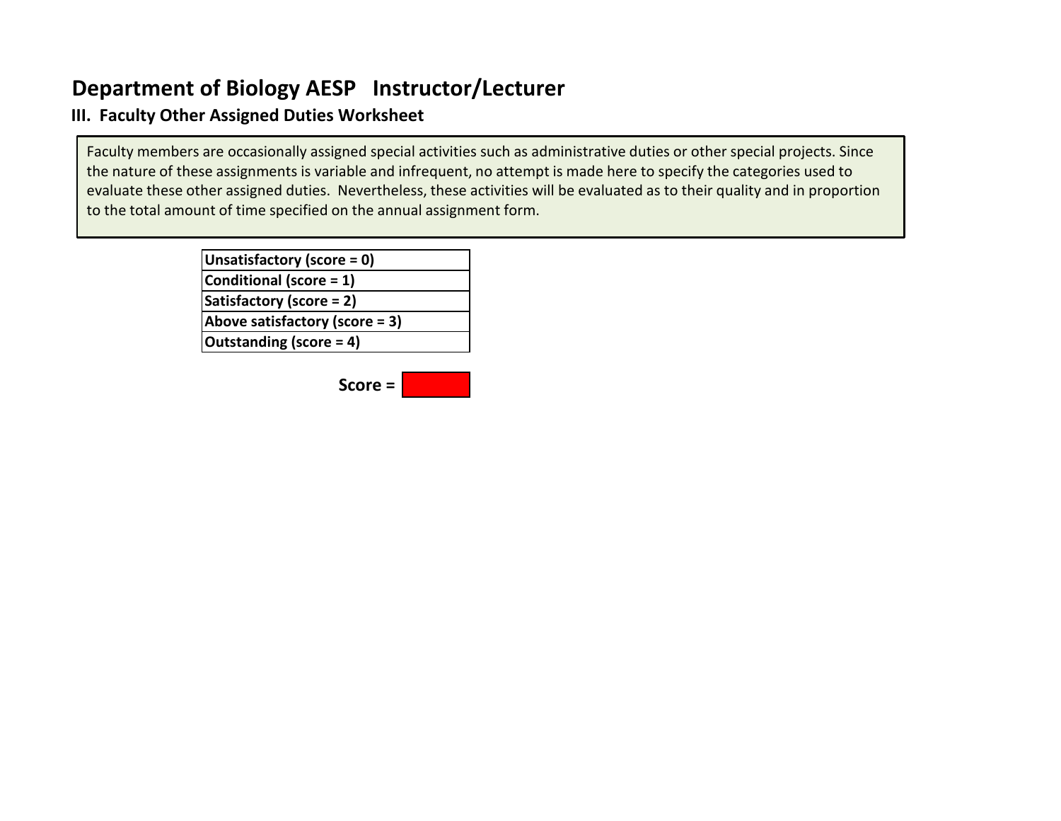# Department of Biology AESP Instructor/Lecturer

## III. Faculty Other Assigned Duties Worksheet

Faculty members are occasionally assigned special activities such as administrative duties or other special projects. Since the nature of these assignments is variable and infrequent, no attempt is made here to specify the categories used to evaluate these other assigned duties. Nevertheless, these activities will be evaluated as to their quality and in proportion to the total amount of time specified on the annual assignment form.

| |
|---|
| **Unsatisfactory (score = 0)** |
| **Conditional (score = 1)** |
| **Satisfactory (score = 2)** |
| **Above satisfactory (score = 3)** |
| **Outstanding (score = 4)** |

**Score =**